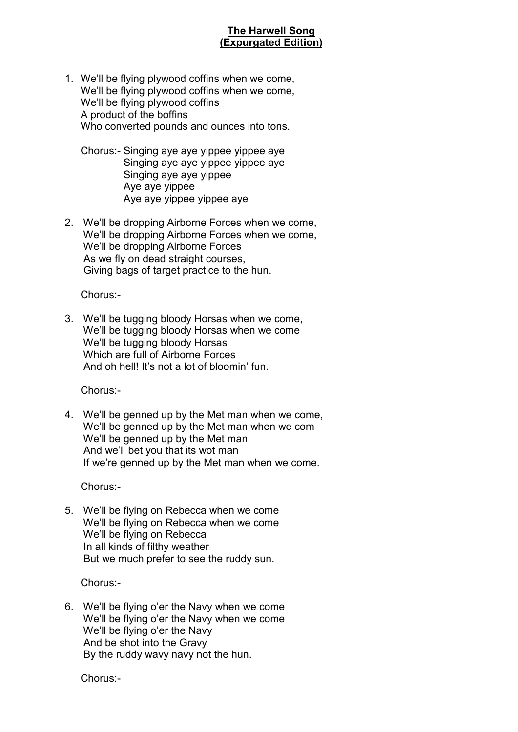# **The Harwell Song**
## **(Expurgated Edition)**

1. We'll be flying plywood coffins when we come,  
   We'll be flying plywood coffins when we come,  
   We'll be flying plywood coffins  
   A product of the boffins  
   Who converted pounds and ounces into tons.

   Chorus:- Singing aye aye yippee yippee aye  
   Singing aye aye yippee yippee aye  
   Singing aye aye yippee  
   Aye aye yippee  
   Aye aye yippee yippee aye

2. We'll be dropping Airborne Forces when we come,  
   We'll be dropping Airborne Forces when we come,  
   We'll be dropping Airborne Forces  
   As we fly on dead straight courses,  
   Giving bags of target practice to the hun.

   Chorus:-

3. We'll be tugging bloody Horsas when we come,  
   We'll be tugging bloody Horsas when we come  
   We'll be tugging bloody Horsas  
   Which are full of Airborne Forces  
   And oh hell! It's not a lot of bloomin' fun.

   Chorus:-

4. We'll be genned up by the Met man when we come,  
   We'll be genned up by the Met man when we com  
   We'll be genned up by the Met man  
   And we'll bet you that its wot man  
   If we're genned up by the Met man when we come.

   Chorus:-

5. We'll be flying on Rebecca when we come  
   We'll be flying on Rebecca when we come  
   We'll be flying on Rebecca  
   In all kinds of filthy weather  
   But we much prefer to see the ruddy sun.

   Chorus:-

6. We'll be flying o'er the Navy when we come  
   We'll be flying o'er the Navy when we come  
   We'll be flying o'er the Navy  
   And be shot into the Gravy  
   By the ruddy wavy navy not the hun.

   Chorus:-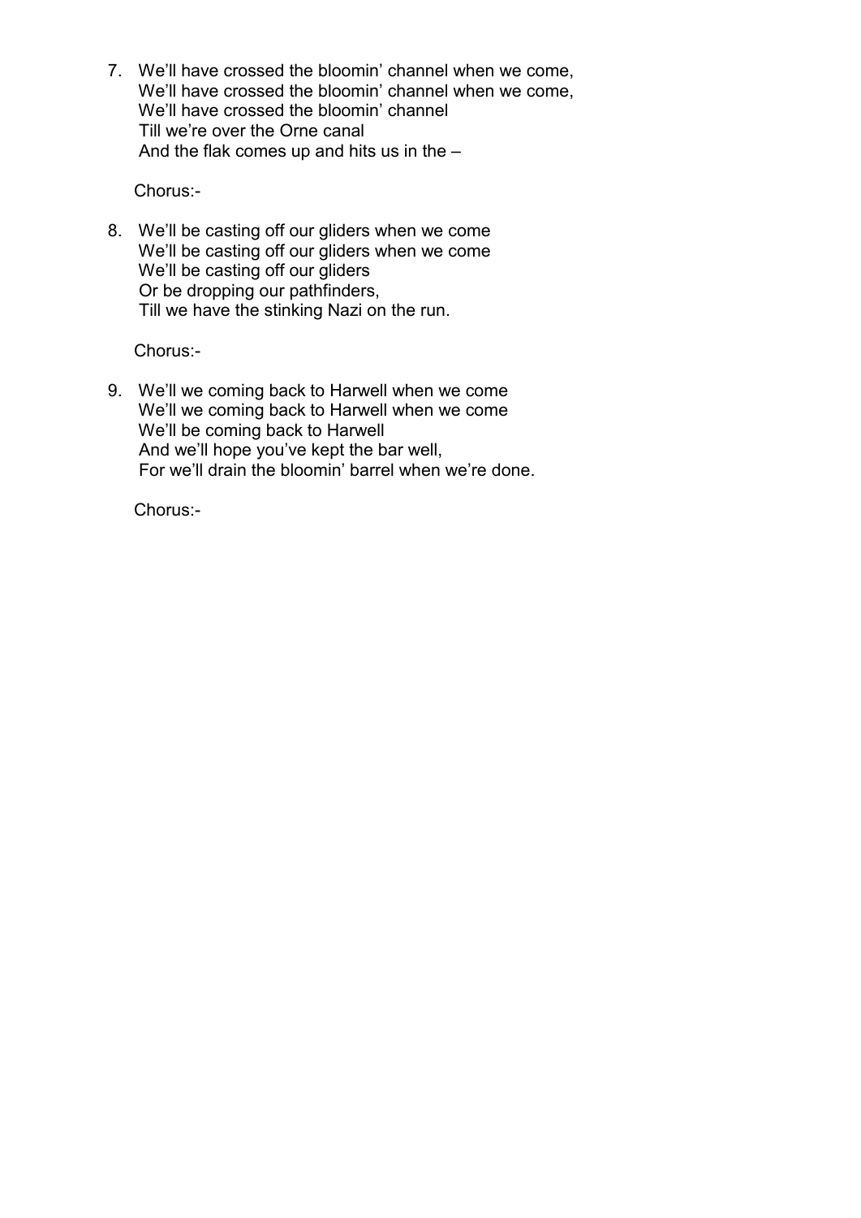7. We'll have crossed the bloomin' channel when we come,
   We'll have crossed the bloomin' channel when we come,
   We'll have crossed the bloomin' channel
   Till we're over the Orne canal
   And the flak comes up and hits us in the –

   Chorus:-

8. We'll be casting off our gliders when we come
   We'll be casting off our gliders when we come
   We'll be casting off our gliders
   Or be dropping our pathfinders,
   Till we have the stinking Nazi on the run.

   Chorus:-

9. We'll we coming back to Harwell when we come
   We'll we coming back to Harwell when we come
   We'll be coming back to Harwell
   And we'll hope you've kept the bar well,
   For we'll drain the bloomin' barrel when we're done.

   Chorus:-